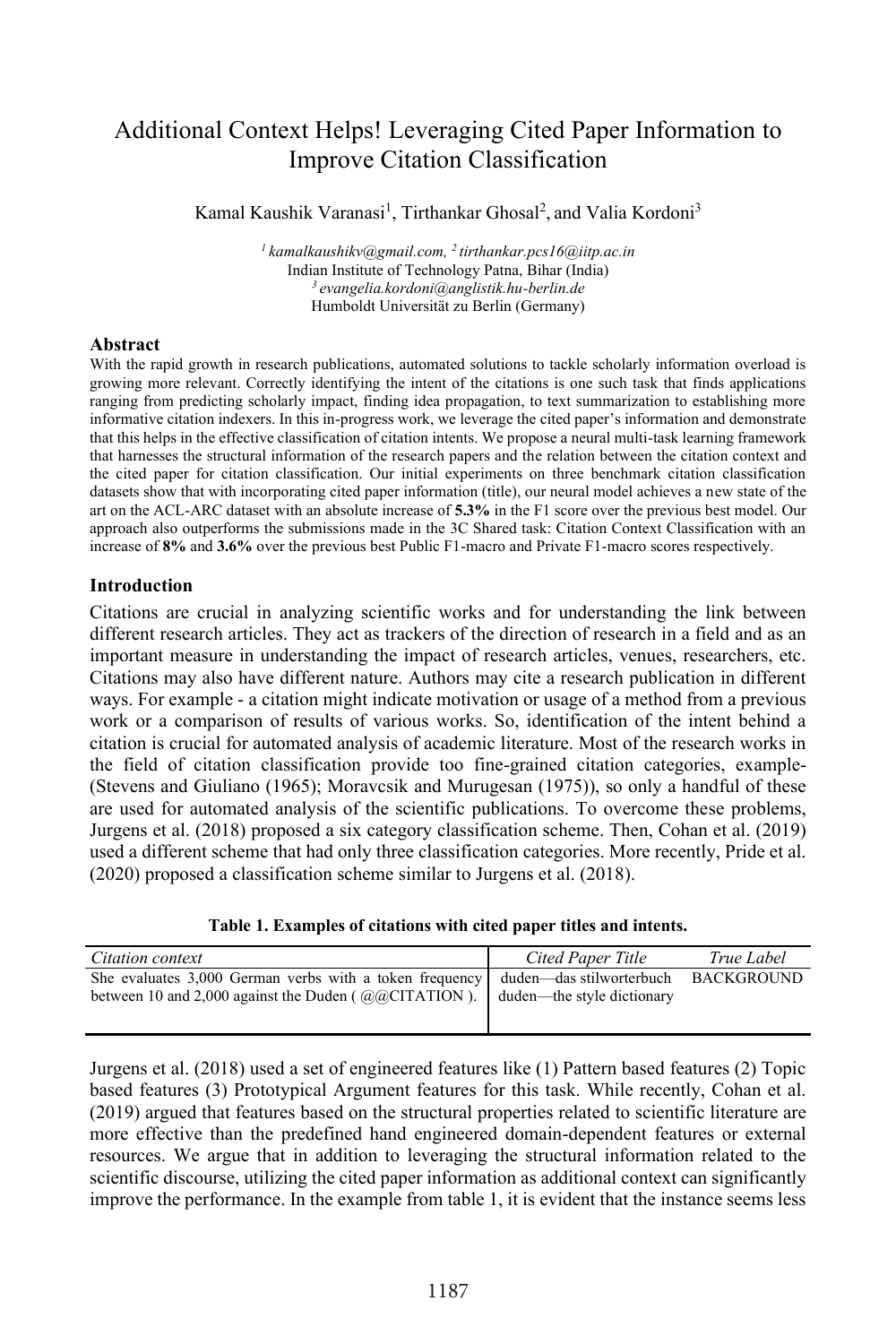# Additional Context Helps! Leveraging Cited Paper Information to Improve Citation Classification

Kamal Kaushik Varanasi[1], Tirthankar Ghosal[2], and Valia Kordoni[3]

[1] *kamalkaushikv@gmail.com*, [2] *tirthankar.pcs16@iitp.ac.in*
Indian Institute of Technology Patna, Bihar (India)
[3] *evangelia.kordoni@anglistik.hu-berlin.de*
Humboldt Universität zu Berlin (Germany)

## Abstract

With the rapid growth in research publications, automated solutions to tackle scholarly information overload is growing more relevant. Correctly identifying the intent of the citations is one such task that finds applications ranging from predicting scholarly impact, finding idea propagation, to text summarization to establishing more informative citation indexers. In this in-progress work, we leverage the cited paper's information and demonstrate that this helps in the effective classification of citation intents. We propose a neural multi-task learning framework that harnesses the structural information of the research papers and the relation between the citation context and the cited paper for citation classification. Our initial experiments on three benchmark citation classification datasets show that with incorporating cited paper information (title), our neural model achieves a new state of the art on the ACL-ARC dataset with an absolute increase of **5.3%** in the F1 score over the previous best model. Our approach also outperforms the submissions made in the 3C Shared task: Citation Context Classification with an increase of **8%** and **3.6%** over the previous best Public F1-macro and Private F1-macro scores respectively.

## Introduction

Citations are crucial in analyzing scientific works and for understanding the link between different research articles. They act as trackers of the direction of research in a field and as an important measure in understanding the impact of research articles, venues, researchers, etc. Citations may also have different nature. Authors may cite a research publication in different ways. For example - a citation might indicate motivation or usage of a method from a previous work or a comparison of results of various works. So, identification of the intent behind a citation is crucial for automated analysis of academic literature. Most of the research works in the field of citation classification provide too fine-grained citation categories, example- (Stevens and Giuliano (1965); Moravcsik and Murugesan (1975)), so only a handful of these are used for automated analysis of the scientific publications. To overcome these problems, Jurgens et al. (2018) proposed a six category classification scheme. Then, Cohan et al. (2019) used a different scheme that had only three classification categories. More recently, Pride et al. (2020) proposed a classification scheme similar to Jurgens et al. (2018).

**Table 1. Examples of citations with cited paper titles and intents.**

| *Citation context* | *Cited Paper Title* | *True Label* |
|---|---|---|
| She evaluates 3,000 German verbs with a token frequency between 10 and 2,000 against the Duden ( @@CITATION ). | duden—das stilworterbuch duden—the style dictionary | BACKGROUND |

Jurgens et al. (2018) used a set of engineered features like (1) Pattern based features (2) Topic based features (3) Prototypical Argument features for this task. While recently, Cohan et al. (2019) argued that features based on the structural properties related to scientific literature are more effective than the predefined hand engineered domain-dependent features or external resources. We argue that in addition to leveraging the structural information related to the scientific discourse, utilizing the cited paper information as additional context can significantly improve the performance. In the example from table 1, it is evident that the instance seems less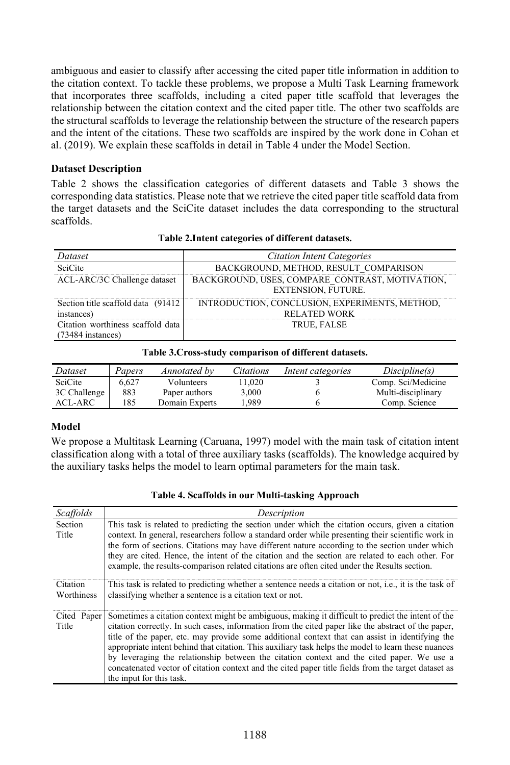ambiguous and easier to classify after accessing the cited paper title information in addition to the citation context. To tackle these problems, we propose a Multi Task Learning framework that incorporates three scaffolds, including a cited paper title scaffold that leverages the relationship between the citation context and the cited paper title. The other two scaffolds are the structural scaffolds to leverage the relationship between the structure of the research papers and the intent of the citations. These two scaffolds are inspired by the work done in Cohan et al. (2019). We explain these scaffolds in detail in Table 4 under the Model Section.

### Dataset Description

Table 2 shows the classification categories of different datasets and Table 3 shows the corresponding data statistics. Please note that we retrieve the cited paper title scaffold data from the target datasets and the SciCite dataset includes the data corresponding to the structural scaffolds.

**Table 2.Intent categories of different datasets.**

| *Dataset* | *Citation Intent Categories* |
|---|---|
| SciCite | BACKGROUND, METHOD, RESULT_COMPARISON |
| ACL-ARC/3C Challenge dataset | BACKGROUND, USES, COMPARE_CONTRAST, MOTIVATION, EXTENSION, FUTURE. |
| Section title scaffold data (91412 instances) | INTRODUCTION, CONCLUSION, EXPERIMENTS, METHOD, RELATED WORK |
| Citation worthiness scaffold data (73484 instances) | TRUE, FALSE |

**Table 3.Cross-study comparison of different datasets.**

| *Dataset* | *Papers* | *Annotated by* | *Citations* | *Intent categories* | *Discipline(s)* |
|---|---|---|---|---|---|
| SciCite | 6,627 | Volunteers | 11,020 | 3 | Comp. Sci/Medicine |
| 3C Challenge | 883 | Paper authors | 3,000 | 6 | Multi-disciplinary |
| ACL-ARC | 185 | Domain Experts | 1,989 | 6 | Comp. Science |

### Model

We propose a Multitask Learning (Caruana, 1997) model with the main task of citation intent classification along with a total of three auxiliary tasks (scaffolds). The knowledge acquired by the auxiliary tasks helps the model to learn optimal parameters for the main task.

**Table 4. Scaffolds in our Multi-tasking Approach**

| *Scaffolds* | *Description* |
|---|---|
| Section Title | This task is related to predicting the section under which the citation occurs, given a citation context. In general, researchers follow a standard order while presenting their scientific work in the form of sections. Citations may have different nature according to the section under which they are cited. Hence, the intent of the citation and the section are related to each other. For example, the results-comparison related citations are often cited under the Results section. |
| Citation Worthiness | This task is related to predicting whether a sentence needs a citation or not, i.e., it is the task of classifying whether a sentence is a citation text or not. |
| Cited Paper Title | Sometimes a citation context might be ambiguous, making it difficult to predict the intent of the citation correctly. In such cases, information from the cited paper like the abstract of the paper, title of the paper, etc. may provide some additional context that can assist in identifying the appropriate intent behind that citation. This auxiliary task helps the model to learn these nuances by leveraging the relationship between the citation context and the cited paper. We use a concatenated vector of citation context and the cited paper title fields from the target dataset as the input for this task. |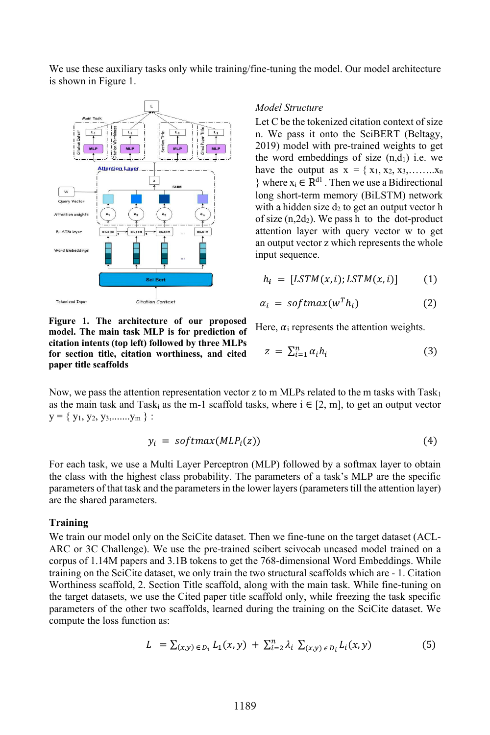We use these auxiliary tasks only while training/fine-tuning the model. Our model architecture is shown in Figure 1.

**Figure 1. The architecture of our proposed model. The main task MLP is for prediction of citation intents (top left) followed by three MLPs for section title, citation worthiness, and cited paper title scaffolds**

*Model Structure*

Let C be the tokenized citation context of size n. We pass it onto the SciBERT (Beltagy, 2019) model with pre-trained weights to get the word embeddings of size $(n,d_1)$ i.e. we have the output as $x = \{x_1, x_2, x_3, \ldots x_n\}$ where $x_i \in \mathbb{R}^{d1}$. Then we use a Bidirectional long short-term memory (BiLSTM) network with a hidden size $d_2$ to get an output vector h of size $(n,2d_2)$. We pass h to the dot-product attention layer with query vector w to get an output vector z which represents the whole input sequence.

$$h_i = [LSTM(x,i); LSTM(x,i)] \quad (1)$$

$$\alpha_i = softmax(w^T h_i) \quad (2)$$

Here, $\alpha_i$ represents the attention weights.

$$z = \sum_{i=1}^{n} \alpha_i h_i \quad (3)$$

Now, we pass the attention representation vector z to m MLPs related to the m tasks with $Task_1$ as the main task and $Task_i$ as the m-1 scaffold tasks, where $i \in [2, m]$, to get an output vector $y = \{y_1, y_2, y_3, \ldots y_m\}$ :

$$y_i = softmax(MLP_i(z)) \quad (4)$$

For each task, we use a Multi Layer Perceptron (MLP) followed by a softmax layer to obtain the class with the highest class probability. The parameters of a task's MLP are the specific parameters of that task and the parameters in the lower layers (parameters till the attention layer) are the shared parameters.

## Training

We train our model only on the SciCite dataset. Then we fine-tune on the target dataset (ACL-ARC or 3C Challenge). We use the pre-trained scibert scivocab uncased model trained on a corpus of 1.14M papers and 3.1B tokens to get the 768-dimensional Word Embeddings. While training on the SciCite dataset, we only train the two structural scaffolds which are - 1. Citation Worthiness scaffold, 2. Section Title scaffold, along with the main task. While fine-tuning on the target datasets, we use the Cited paper title scaffold only, while freezing the task specific parameters of the other two scaffolds, learned during the training on the SciCite dataset. We compute the loss function as:

$$L = \sum_{(x,y) \in D_1} L_1(x,y) + \sum_{i=2}^{n} \lambda_i \sum_{(x,y) \in D_i} L_i(x,y) \quad (5)$$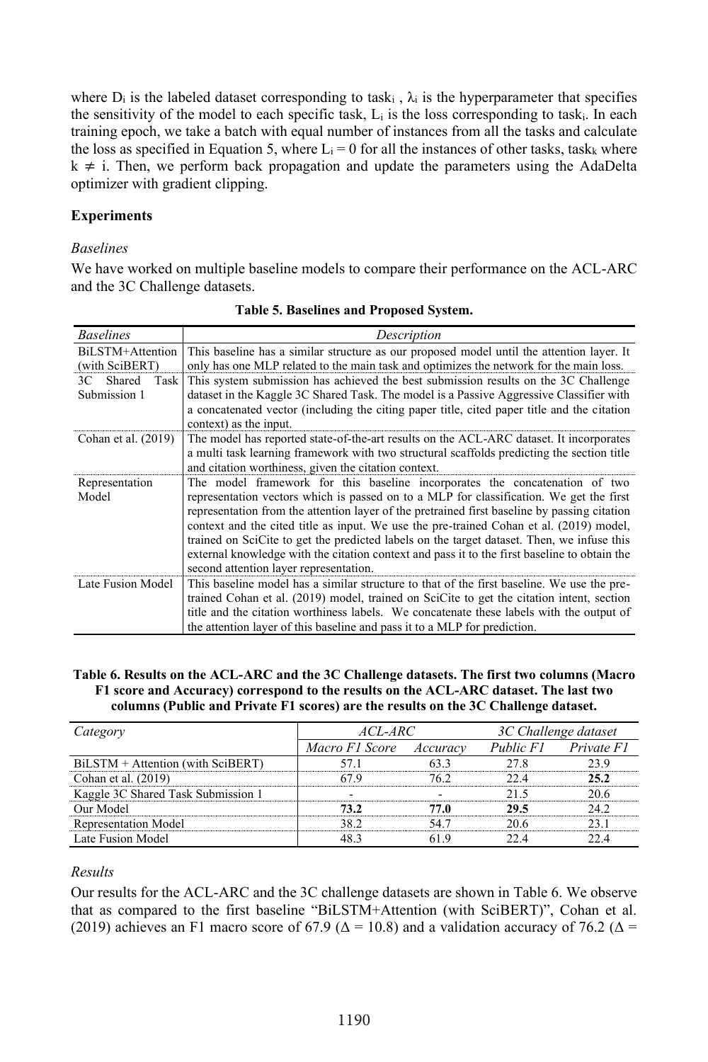where $D_i$ is the labeled dataset corresponding to $task_i$ , $\lambda_i$ is the hyperparameter that specifies the sensitivity of the model to each specific task, $L_i$ is the loss corresponding to $task_i$. In each training epoch, we take a batch with equal number of instances from all the tasks and calculate the loss as specified in Equation 5, where $L_i = 0$ for all the instances of other tasks, $task_k$ where $k \neq i$. Then, we perform back propagation and update the parameters using the AdaDelta optimizer with gradient clipping.

**Experiments**

*Baselines*

We have worked on multiple baseline models to compare their performance on the ACL-ARC and the 3C Challenge datasets.

**Table 5. Baselines and Proposed System.**

| *Baselines* | *Description* |
|---|---|
| BiLSTM+Attention (with SciBERT) | This baseline has a similar structure as our proposed model until the attention layer. It only has one MLP related to the main task and optimizes the network for the main loss. |
| 3C Shared Task Submission 1 | This system submission has achieved the best submission results on the 3C Challenge dataset in the Kaggle 3C Shared Task. The model is a Passive Aggressive Classifier with a concatenated vector (including the citing paper title, cited paper title and the citation context) as the input. |
| Cohan et al. (2019) | The model has reported state-of-the-art results on the ACL-ARC dataset. It incorporates a multi task learning framework with two structural scaffolds predicting the section title and citation worthiness, given the citation context. |
| Representation Model | The model framework for this baseline incorporates the concatenation of two representation vectors which is passed on to a MLP for classification. We get the first representation from the attention layer of the pretrained first baseline by passing citation context and the cited title as input. We use the pre-trained Cohan et al. (2019) model, trained on SciCite to get the predicted labels on the target dataset. Then, we infuse this external knowledge with the citation context and pass it to the first baseline to obtain the second attention layer representation. |
| Late Fusion Model | This baseline model has a similar structure to that of the first baseline. We use the pre-trained Cohan et al. (2019) model, trained on SciCite to get the citation intent, section title and the citation worthiness labels. We concatenate these labels with the output of the attention layer of this baseline and pass it to a MLP for prediction. |

**Table 6. Results on the ACL-ARC and the 3C Challenge datasets. The first two columns (Macro F1 score and Accuracy) correspond to the results on the ACL-ARC dataset. The last two columns (Public and Private F1 scores) are the results on the 3C Challenge dataset.**

| *Category* | *ACL-ARC* | | *3C Challenge dataset* | |
|---|---|---|---|---|
| | *Macro F1 Score* | *Accuracy* | *Public F1* | *Private F1* |
| BiLSTM + Attention (with SciBERT) | 57.1 | 63.3 | 27.8 | 23.9 |
| Cohan et al. (2019) | 67.9 | 76.2 | 22.4 | **25.2** |
| Kaggle 3C Shared Task Submission 1 | - | - | 21.5 | 20.6 |
| Our Model | **73.2** | **77.0** | **29.5** | 24.2 |
| Representation Model | 38.2 | 54.7 | 20.6 | 23.1 |
| Late Fusion Model | 48.3 | 61.9 | 22.4 | 22.4 |

*Results*

Our results for the ACL-ARC and the 3C challenge datasets are shown in Table 6. We observe that as compared to the first baseline "BiLSTM+Attention (with SciBERT)", Cohan et al. (2019) achieves an F1 macro score of 67.9 ($\Delta = 10.8$) and a validation accuracy of 76.2 ($\Delta =$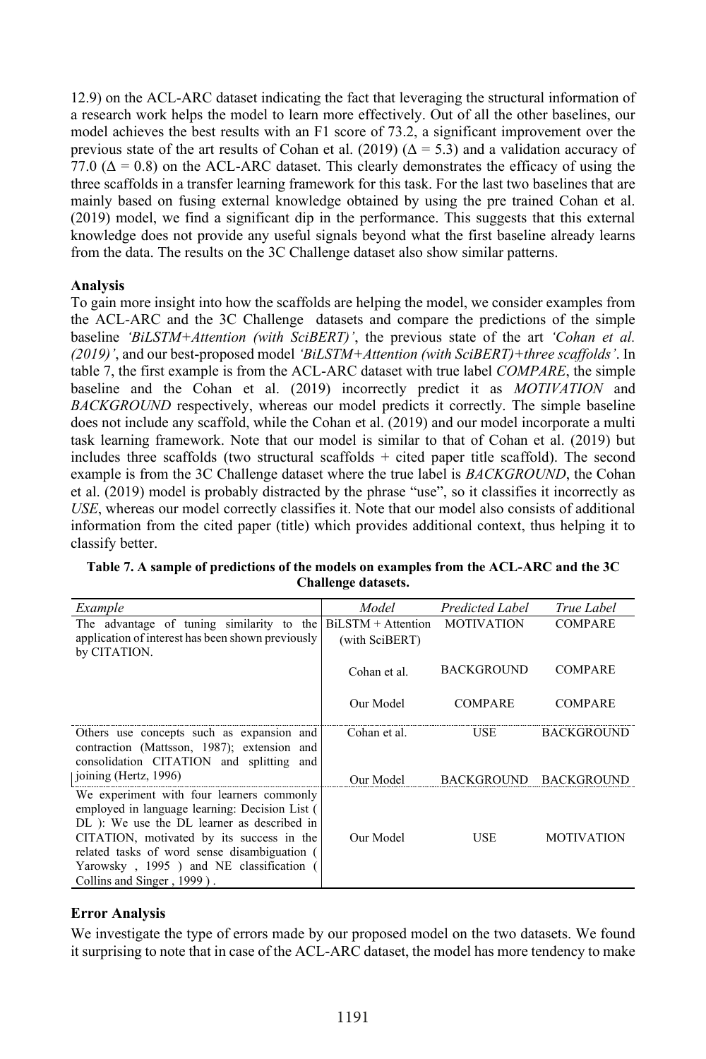12.9) on the ACL-ARC dataset indicating the fact that leveraging the structural information of a research work helps the model to learn more effectively. Out of all the other baselines, our model achieves the best results with an F1 score of 73.2, a significant improvement over the previous state of the art results of Cohan et al. (2019) ($\Delta$ = 5.3) and a validation accuracy of 77.0 ($\Delta$ = 0.8) on the ACL-ARC dataset. This clearly demonstrates the efficacy of using the three scaffolds in a transfer learning framework for this task. For the last two baselines that are mainly based on fusing external knowledge obtained by using the pre trained Cohan et al. (2019) model, we find a significant dip in the performance. This suggests that this external knowledge does not provide any useful signals beyond what the first baseline already learns from the data. The results on the 3C Challenge dataset also show similar patterns.

**Analysis**

To gain more insight into how the scaffolds are helping the model, we consider examples from the ACL-ARC and the 3C Challenge datasets and compare the predictions of the simple baseline *'BiLSTM+Attention (with SciBERT)'*, the previous state of the art *'Cohan et al. (2019)'*, and our best-proposed model *'BiLSTM+Attention (with SciBERT)+three scaffolds'*. In table 7, the first example is from the ACL-ARC dataset with true label *COMPARE*, the simple baseline and the Cohan et al. (2019) incorrectly predict it as *MOTIVATION* and *BACKGROUND* respectively, whereas our model predicts it correctly. The simple baseline does not include any scaffold, while the Cohan et al. (2019) and our model incorporate a multi task learning framework. Note that our model is similar to that of Cohan et al. (2019) but includes three scaffolds (two structural scaffolds + cited paper title scaffold). The second example is from the 3C Challenge dataset where the true label is *BACKGROUND*, the Cohan et al. (2019) model is probably distracted by the phrase "use", so it classifies it incorrectly as *USE*, whereas our model correctly classifies it. Note that our model also consists of additional information from the cited paper (title) which provides additional context, thus helping it to classify better.

**Table 7. A sample of predictions of the models on examples from the ACL-ARC and the 3C Challenge datasets.**

| *Example* | *Model* | *Predicted Label* | *True Label* |
|---|---|---|---|
| The advantage of tuning similarity to the application of interest has been shown previously by CITATION. | BiLSTM + Attention (with SciBERT) | MOTIVATION | COMPARE |
| | Cohan et al. | BACKGROUND | COMPARE |
| | Our Model | COMPARE | COMPARE |
| Others use concepts such as expansion and contraction (Mattsson, 1987); extension and consolidation CITATION and splitting and joining (Hertz, 1996) | Cohan et al. | USE | BACKGROUND |
| | Our Model | BACKGROUND | BACKGROUND |
| We experiment with four learners commonly employed in language learning: Decision List ( DL ): We use the DL learner as described in CITATION, motivated by its success in the related tasks of word sense disambiguation ( Yarowsky , 1995 ) and NE classification ( Collins and Singer , 1999 ) . | Our Model | USE | MOTIVATION |

**Error Analysis**

We investigate the type of errors made by our proposed model on the two datasets. We found it surprising to note that in case of the ACL-ARC dataset, the model has more tendency to make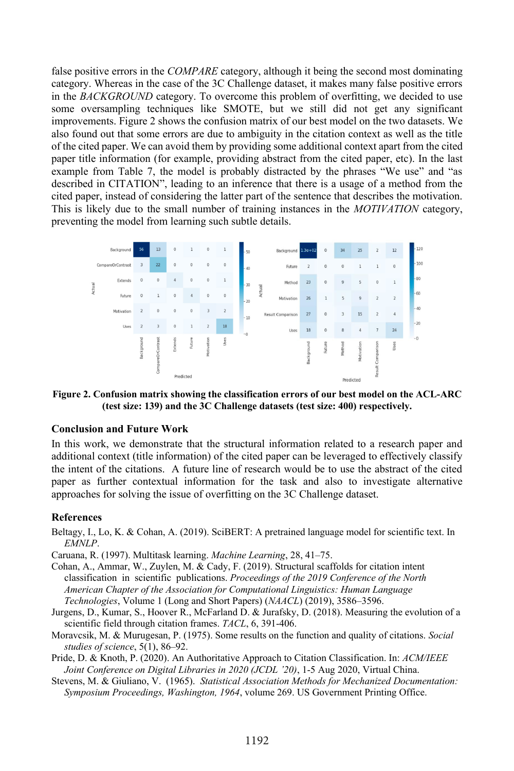false positive errors in the *COMPARE* category, although it being the second most dominating category. Whereas in the case of the 3C Challenge dataset, it makes many false positive errors in the *BACKGROUND* category. To overcome this problem of overfitting, we decided to use some oversampling techniques like SMOTE, but we still did not get any significant improvements. Figure 2 shows the confusion matrix of our best model on the two datasets. We also found out that some errors are due to ambiguity in the citation context as well as the title of the cited paper. We can avoid them by providing some additional context apart from the cited paper title information (for example, providing abstract from the cited paper, etc). In the last example from Table 7, the model is probably distracted by the phrases "We use" and "as described in CITATION", leading to an inference that there is a usage of a method from the cited paper, instead of considering the latter part of the sentence that describes the motivation. This is likely due to the small number of training instances in the *MOTIVATION* category, preventing the model from learning such subtle details.

Actual
Background 56 13 0 1 0 1
CompareOrContrast 3 22 0 0 0 0
Extends 0 0 4 0 0 1
Future 0 1 0 4 0 0
Motivation 2 0 0 0 3 2
Uses 2 3 0 1 2 18
Background CompareOrContrast Extends Future Motivation Uses
Predicted
50 40 30 20 10 0

Actual
Background 1.3e+02 0 34 25 2 12
Future 2 0 0 1 1 0
Method 23 0 9 5 0 1
Motivation 26 1 5 9 2 2
Result Comparison 27 0 3 15 2 4
Uses 18 0 8 4 7 24
Background Future Method Motivation Result Comparison Uses
Predicted
120 100 80 60 40 20 0

**Figure 2. Confusion matrix showing the classification errors of our best model on the ACL-ARC (test size: 139) and the 3C Challenge datasets (test size: 400) respectively.**

## Conclusion and Future Work

In this work, we demonstrate that the structural information related to a research paper and additional context (title information) of the cited paper can be leveraged to effectively classify the intent of the citations. A future line of research would be to use the abstract of the cited paper as further contextual information for the task and also to investigate alternative approaches for solving the issue of overfitting on the 3C Challenge dataset.

## References

Beltagy, I., Lo, K. & Cohan, A. (2019). SciBERT: A pretrained language model for scientific text. In *EMNLP*.

Caruana, R. (1997). Multitask learning. *Machine Learning*, 28, 41–75.

Cohan, A., Ammar, W., Zuylen, M. & Cady, F. (2019). Structural scaffolds for citation intent classification in scientific publications. *Proceedings of the 2019 Conference of the North American Chapter of the Association for Computational Linguistics: Human Language Technologies*, Volume 1 (Long and Short Papers) (*NAACL*) (2019), 3586–3596.

Jurgens, D., Kumar, S., Hoover R., McFarland D. & Jurafsky, D. (2018). Measuring the evolution of a scientific field through citation frames. *TACL*, 6, 391-406.

Moravcsik, M. & Murugesan, P. (1975). Some results on the function and quality of citations. *Social studies of science*, 5(1), 86–92.

Pride, D. & Knoth, P. (2020). An Authoritative Approach to Citation Classification. In: *ACM/IEEE Joint Conference on Digital Libraries in 2020 (JCDL '20)*, 1-5 Aug 2020, Virtual China.

Stevens, M. & Giuliano, V. (1965). *Statistical Association Methods for Mechanized Documentation: Symposium Proceedings, Washington, 1964*, volume 269. US Government Printing Office.